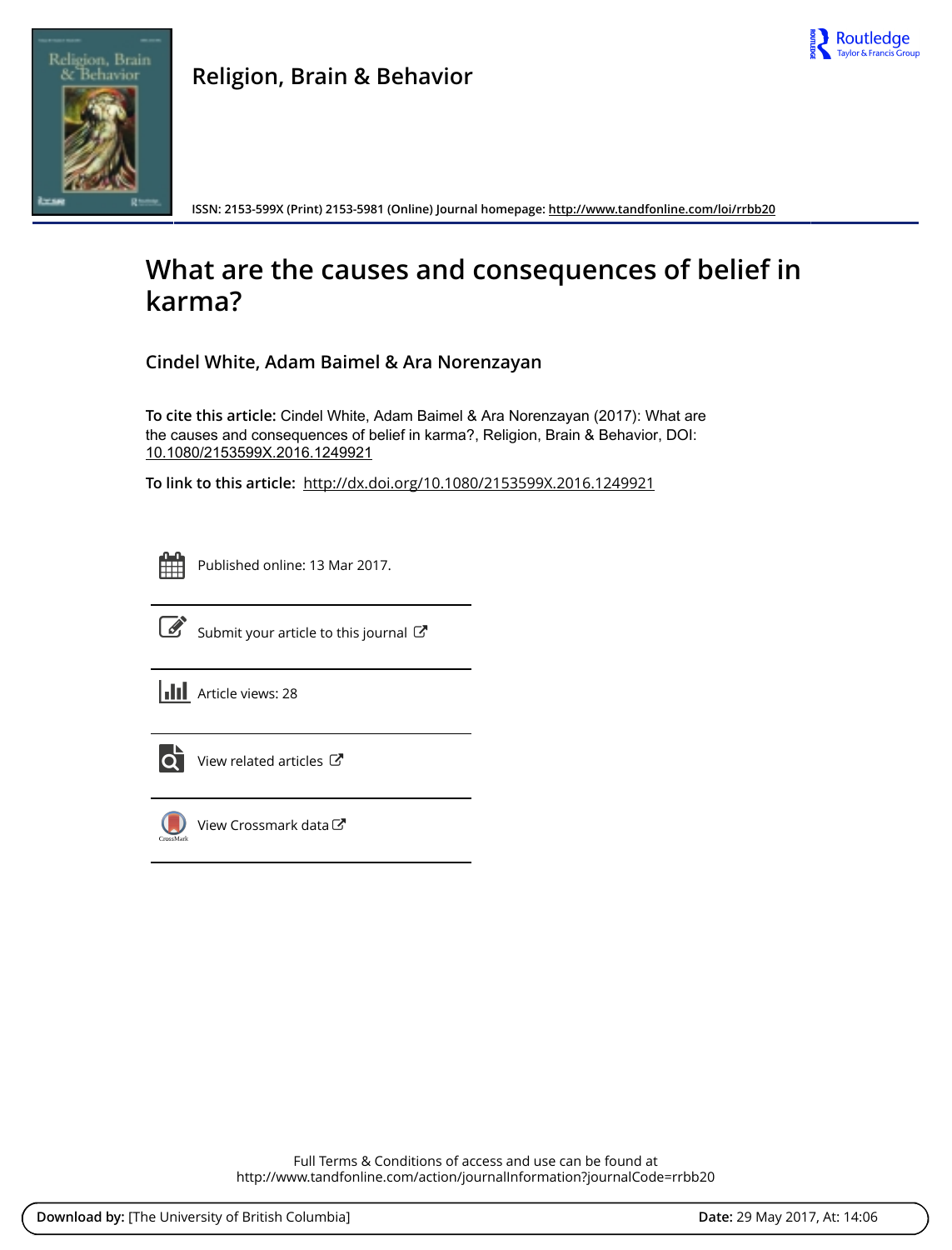# Religion, Brain & Behavior

ISSN: 2153-599X (Print) 2153-5981 (Online) Journal homepage: http://www.tandfonline.com/loi/rrbb20

# What are the causes and consequences of belief in karma?

**Cindel White, Adam Baimel & Ara Norenzayan**

**To cite this article:** Cindel White, Adam Baimel & Ara Norenzayan (2017): What are the causes and consequences of belief in karma?, Religion, Brain & Behavior, DOI: 10.1080/2153599X.2016.1249921

**To link to this article:** http://dx.doi.org/10.1080/2153599X.2016.1249921

Published online: 13 Mar 2017.

Submit your article to this journal

Article views: 28

View related articles

View Crossmark data

Full Terms & Conditions of access and use can be found at
http://www.tandfonline.com/action/journalInformation?journalCode=rrbb20

**Download by:** [The University of British Columbia] **Date:** 29 May 2017, At: 14:06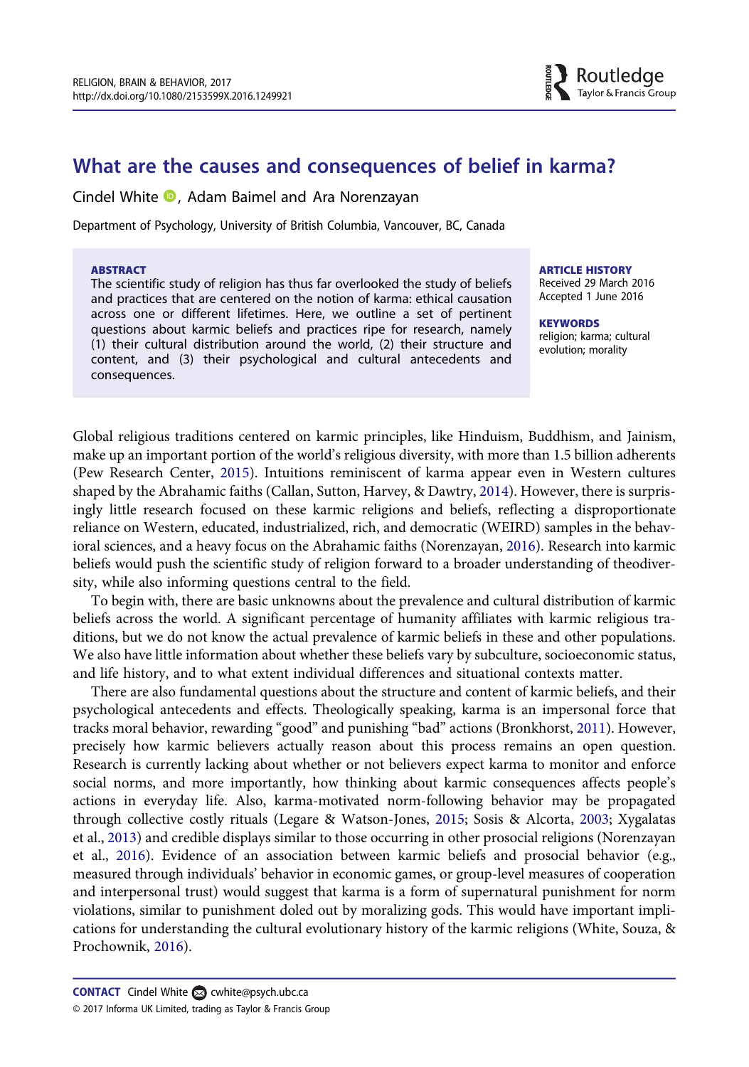# What are the causes and consequences of belief in karma?

Cindel White, Adam Baimel and Ara Norenzayan

Department of Psychology, University of British Columbia, Vancouver, BC, Canada

**ABSTRACT**

The scientific study of religion has thus far overlooked the study of beliefs and practices that are centered on the notion of karma: ethical causation across one or different lifetimes. Here, we outline a set of pertinent questions about karmic beliefs and practices ripe for research, namely (1) their cultural distribution around the world, (2) their structure and content, and (3) their psychological and cultural antecedents and consequences.

**ARTICLE HISTORY**

Received 29 March 2016
Accepted 1 June 2016

**KEYWORDS**

religion; karma; cultural evolution; morality

Global religious traditions centered on karmic principles, like Hinduism, Buddhism, and Jainism, make up an important portion of the world's religious diversity, with more than 1.5 billion adherents (Pew Research Center, 2015). Intuitions reminiscent of karma appear even in Western cultures shaped by the Abrahamic faiths (Callan, Sutton, Harvey, & Dawtry, 2014). However, there is surprisingly little research focused on these karmic religions and beliefs, reflecting a disproportionate reliance on Western, educated, industrialized, rich, and democratic (WEIRD) samples in the behavioral sciences, and a heavy focus on the Abrahamic faiths (Norenzayan, 2016). Research into karmic beliefs would push the scientific study of religion forward to a broader understanding of theodiversity, while also informing questions central to the field.

To begin with, there are basic unknowns about the prevalence and cultural distribution of karmic beliefs across the world. A significant percentage of humanity affiliates with karmic religious traditions, but we do not know the actual prevalence of karmic beliefs in these and other populations. We also have little information about whether these beliefs vary by subculture, socioeconomic status, and life history, and to what extent individual differences and situational contexts matter.

There are also fundamental questions about the structure and content of karmic beliefs, and their psychological antecedents and effects. Theologically speaking, karma is an impersonal force that tracks moral behavior, rewarding "good" and punishing "bad" actions (Bronkhorst, 2011). However, precisely how karmic believers actually reason about this process remains an open question. Research is currently lacking about whether or not believers expect karma to monitor and enforce social norms, and more importantly, how thinking about karmic consequences affects people's actions in everyday life. Also, karma-motivated norm-following behavior may be propagated through collective costly rituals (Legare & Watson-Jones, 2015; Sosis & Alcorta, 2003; Xygalatas et al., 2013) and credible displays similar to those occurring in other prosocial religions (Norenzayan et al., 2016). Evidence of an association between karmic beliefs and prosocial behavior (e.g., measured through individuals' behavior in economic games, or group-level measures of cooperation and interpersonal trust) would suggest that karma is a form of supernatural punishment for norm violations, similar to punishment doled out by moralizing gods. This would have important implications for understanding the cultural evolutionary history of the karmic religions (White, Souza, & Prochownik, 2016).

**CONTACT** Cindel White cwhite@psych.ubc.ca
© 2017 Informa UK Limited, trading as Taylor & Francis Group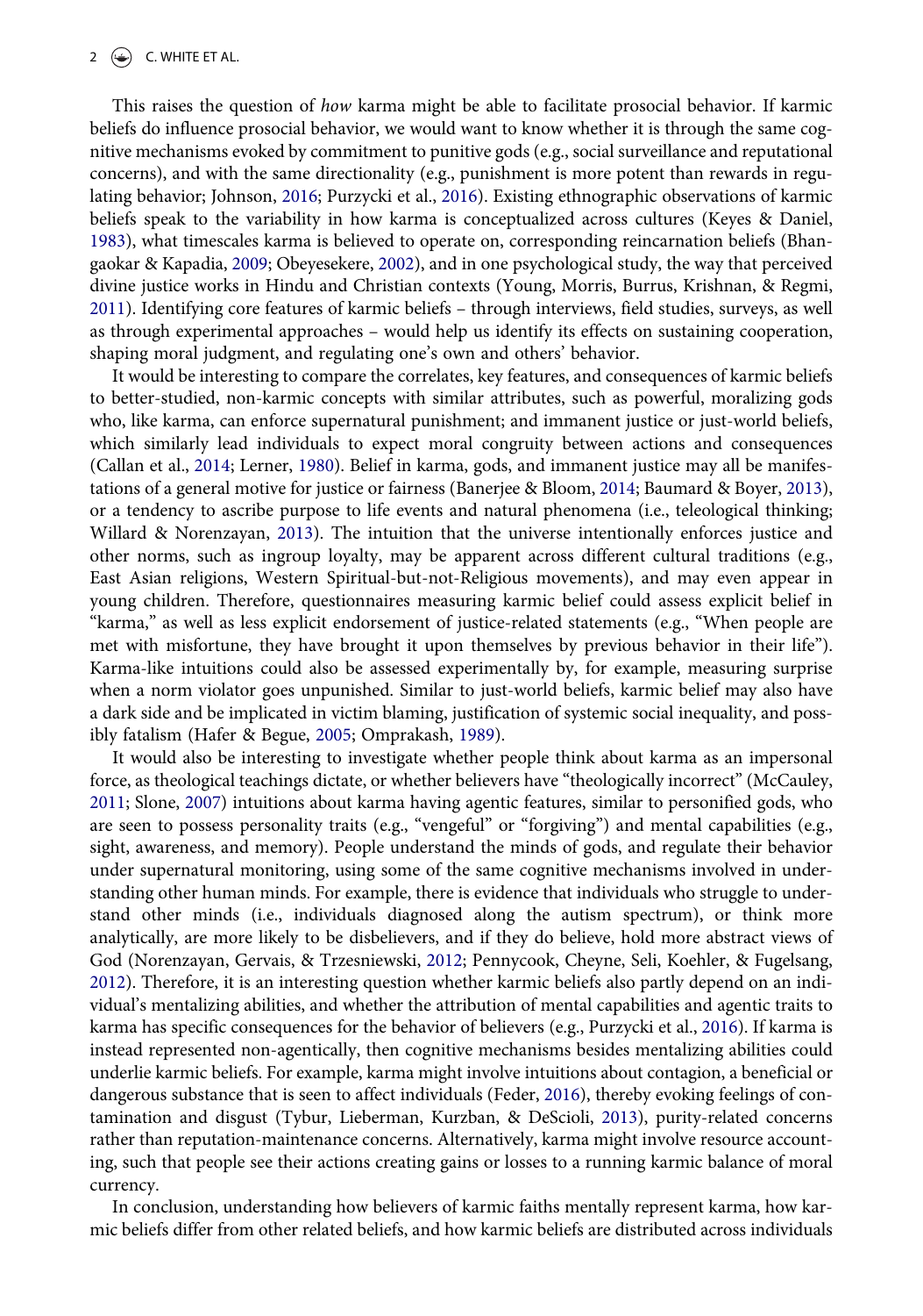This raises the question of *how* karma might be able to facilitate prosocial behavior. If karmic beliefs do influence prosocial behavior, we would want to know whether it is through the same cognitive mechanisms evoked by commitment to punitive gods (e.g., social surveillance and reputational concerns), and with the same directionality (e.g., punishment is more potent than rewards in regulating behavior; Johnson, 2016; Purzycki et al., 2016). Existing ethnographic observations of karmic beliefs speak to the variability in how karma is conceptualized across cultures (Keyes & Daniel, 1983), what timescales karma is believed to operate on, corresponding reincarnation beliefs (Bhangaokar & Kapadia, 2009; Obeyesekere, 2002), and in one psychological study, the way that perceived divine justice works in Hindu and Christian contexts (Young, Morris, Burrus, Krishnan, & Regmi, 2011). Identifying core features of karmic beliefs – through interviews, field studies, surveys, as well as through experimental approaches – would help us identify its effects on sustaining cooperation, shaping moral judgment, and regulating one's own and others' behavior.

It would be interesting to compare the correlates, key features, and consequences of karmic beliefs to better-studied, non-karmic concepts with similar attributes, such as powerful, moralizing gods who, like karma, can enforce supernatural punishment; and immanent justice or just-world beliefs, which similarly lead individuals to expect moral congruity between actions and consequences (Callan et al., 2014; Lerner, 1980). Belief in karma, gods, and immanent justice may all be manifestations of a general motive for justice or fairness (Banerjee & Bloom, 2014; Baumard & Boyer, 2013), or a tendency to ascribe purpose to life events and natural phenomena (i.e., teleological thinking; Willard & Norenzayan, 2013). The intuition that the universe intentionally enforces justice and other norms, such as ingroup loyalty, may be apparent across different cultural traditions (e.g., East Asian religions, Western Spiritual-but-not-Religious movements), and may even appear in young children. Therefore, questionnaires measuring karmic belief could assess explicit belief in "karma," as well as less explicit endorsement of justice-related statements (e.g., "When people are met with misfortune, they have brought it upon themselves by previous behavior in their life"). Karma-like intuitions could also be assessed experimentally by, for example, measuring surprise when a norm violator goes unpunished. Similar to just-world beliefs, karmic belief may also have a dark side and be implicated in victim blaming, justification of systemic social inequality, and possibly fatalism (Hafer & Begue, 2005; Omprakash, 1989).

It would also be interesting to investigate whether people think about karma as an impersonal force, as theological teachings dictate, or whether believers have "theologically incorrect" (McCauley, 2011; Slone, 2007) intuitions about karma having agentic features, similar to personified gods, who are seen to possess personality traits (e.g., "vengeful" or "forgiving") and mental capabilities (e.g., sight, awareness, and memory). People understand the minds of gods, and regulate their behavior under supernatural monitoring, using some of the same cognitive mechanisms involved in understanding other human minds. For example, there is evidence that individuals who struggle to understand other minds (i.e., individuals diagnosed along the autism spectrum), or think more analytically, are more likely to be disbelievers, and if they do believe, hold more abstract views of God (Norenzayan, Gervais, & Trzesniewski, 2012; Pennycook, Cheyne, Seli, Koehler, & Fugelsang, 2012). Therefore, it is an interesting question whether karmic beliefs also partly depend on an individual's mentalizing abilities, and whether the attribution of mental capabilities and agentic traits to karma has specific consequences for the behavior of believers (e.g., Purzycki et al., 2016). If karma is instead represented non-agentically, then cognitive mechanisms besides mentalizing abilities could underlie karmic beliefs. For example, karma might involve intuitions about contagion, a beneficial or dangerous substance that is seen to affect individuals (Feder, 2016), thereby evoking feelings of contamination and disgust (Tybur, Lieberman, Kurzban, & DeScioli, 2013), purity-related concerns rather than reputation-maintenance concerns. Alternatively, karma might involve resource accounting, such that people see their actions creating gains or losses to a running karmic balance of moral currency.

In conclusion, understanding how believers of karmic faiths mentally represent karma, how karmic beliefs differ from other related beliefs, and how karmic beliefs are distributed across individuals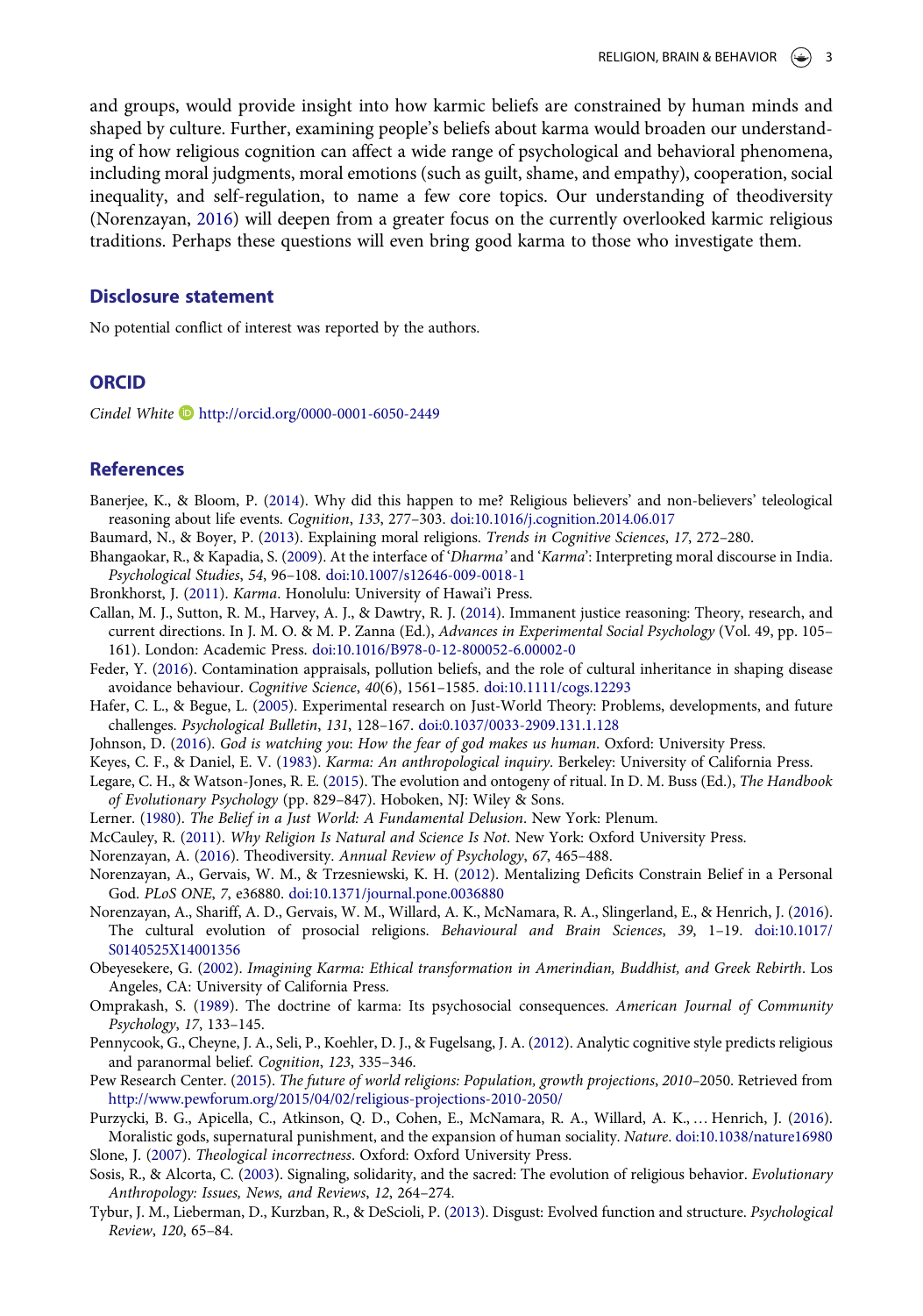and groups, would provide insight into how karmic beliefs are constrained by human minds and shaped by culture. Further, examining people's beliefs about karma would broaden our understanding of how religious cognition can affect a wide range of psychological and behavioral phenomena, including moral judgments, moral emotions (such as guilt, shame, and empathy), cooperation, social inequality, and self-regulation, to name a few core topics. Our understanding of theodiversity (Norenzayan, 2016) will deepen from a greater focus on the currently overlooked karmic religious traditions. Perhaps these questions will even bring good karma to those who investigate them.

## Disclosure statement

No potential conflict of interest was reported by the authors.

## ORCID

*Cindel White* http://orcid.org/0000-0001-6050-2449

## References

Banerjee, K., & Bloom, P. (2014). Why did this happen to me? Religious believers' and non-believers' teleological reasoning about life events. *Cognition*, *133*, 277–303. doi:10.1016/j.cognition.2014.06.017

Baumard, N., & Boyer, P. (2013). Explaining moral religions. *Trends in Cognitive Sciences*, *17*, 272–280.

Bhangaokar, R., & Kapadia, S. (2009). At the interface of '*Dharma'* and '*Karma*': Interpreting moral discourse in India. *Psychological Studies*, *54*, 96–108. doi:10.1007/s12646-009-0018-1

Bronkhorst, J. (2011). *Karma*. Honolulu: University of Hawai'i Press.

Callan, M. J., Sutton, R. M., Harvey, A. J., & Dawtry, R. J. (2014). Immanent justice reasoning: Theory, research, and current directions. In J. M. O. & M. P. Zanna (Ed.), *Advances in Experimental Social Psychology* (Vol. 49, pp. 105–161). London: Academic Press. doi:10.1016/B978-0-12-800052-6.00002-0

Feder, Y. (2016). Contamination appraisals, pollution beliefs, and the role of cultural inheritance in shaping disease avoidance behaviour. *Cognitive Science*, *40*(6), 1561–1585. doi:10.1111/cogs.12293

Hafer, C. L., & Begue, L. (2005). Experimental research on Just-World Theory: Problems, developments, and future challenges. *Psychological Bulletin*, *131*, 128–167. doi:0.1037/0033-2909.131.1.128

Johnson, D. (2016). *God is watching you: How the fear of god makes us human*. Oxford: University Press.

Keyes, C. F., & Daniel, E. V. (1983). *Karma: An anthropological inquiry*. Berkeley: University of California Press.

Legare, C. H., & Watson-Jones, R. E. (2015). The evolution and ontogeny of ritual. In D. M. Buss (Ed.), *The Handbook of Evolutionary Psychology* (pp. 829–847). Hoboken, NJ: Wiley & Sons.

Lerner. (1980). *The Belief in a Just World: A Fundamental Delusion*. New York: Plenum.

McCauley, R. (2011). *Why Religion Is Natural and Science Is Not*. New York: Oxford University Press.

Norenzayan, A. (2016). Theodiversity. *Annual Review of Psychology*, *67*, 465–488.

Norenzayan, A., Gervais, W. M., & Trzesniewski, K. H. (2012). Mentalizing Deficits Constrain Belief in a Personal God. *PLoS ONE*, *7*, e36880. doi:10.1371/journal.pone.0036880

Norenzayan, A., Shariff, A. D., Gervais, W. M., Willard, A. K., McNamara, R. A., Slingerland, E., & Henrich, J. (2016). The cultural evolution of prosocial religions. *Behavioural and Brain Sciences*, *39*, 1–19. doi:10.1017/S0140525X14001356

Obeyesekere, G. (2002). *Imagining Karma: Ethical transformation in Amerindian, Buddhist, and Greek Rebirth*. Los Angeles, CA: University of California Press.

Omprakash, S. (1989). The doctrine of karma: Its psychosocial consequences. *American Journal of Community Psychology*, *17*, 133–145.

Pennycook, G., Cheyne, J. A., Seli, P., Koehler, D. J., & Fugelsang, J. A. (2012). Analytic cognitive style predicts religious and paranormal belief. *Cognition*, *123*, 335–346.

Pew Research Center. (2015). *The future of world religions: Population, growth projections, 2010–2050*. Retrieved from http://www.pewforum.org/2015/04/02/religious-projections-2010-2050/

Purzycki, B. G., Apicella, C., Atkinson, Q. D., Cohen, E., McNamara, R. A., Willard, A. K., … Henrich, J. (2016). Moralistic gods, supernatural punishment, and the expansion of human sociality. *Nature*. doi:10.1038/nature16980

Slone, J. (2007). *Theological incorrectness*. Oxford: Oxford University Press.

Sosis, R., & Alcorta, C. (2003). Signaling, solidarity, and the sacred: The evolution of religious behavior. *Evolutionary Anthropology: Issues, News, and Reviews*, *12*, 264–274.

Tybur, J. M., Lieberman, D., Kurzban, R., & DeScioli, P. (2013). Disgust: Evolved function and structure. *Psychological Review*, *120*, 65–84.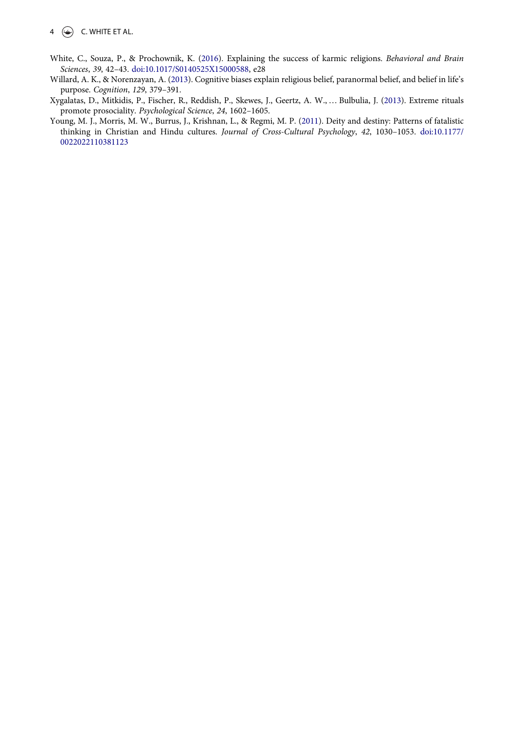White, C., Souza, P., & Prochownik, K. (2016). Explaining the success of karmic religions. *Behavioral and Brain Sciences*, *39*, 42–43. doi:10.1017/S0140525X15000588, e28

Willard, A. K., & Norenzayan, A. (2013). Cognitive biases explain religious belief, paranormal belief, and belief in life's purpose. *Cognition*, *129*, 379–391.

Xygalatas, D., Mitkidis, P., Fischer, R., Reddish, P., Skewes, J., Geertz, A. W., … Bulbulia, J. (2013). Extreme rituals promote prosociality. *Psychological Science*, *24*, 1602–1605.

Young, M. J., Morris, M. W., Burrus, J., Krishnan, L., & Regmi, M. P. (2011). Deity and destiny: Patterns of fatalistic thinking in Christian and Hindu cultures. *Journal of Cross-Cultural Psychology*, *42*, 1030–1053. doi:10.1177/0022022110381123